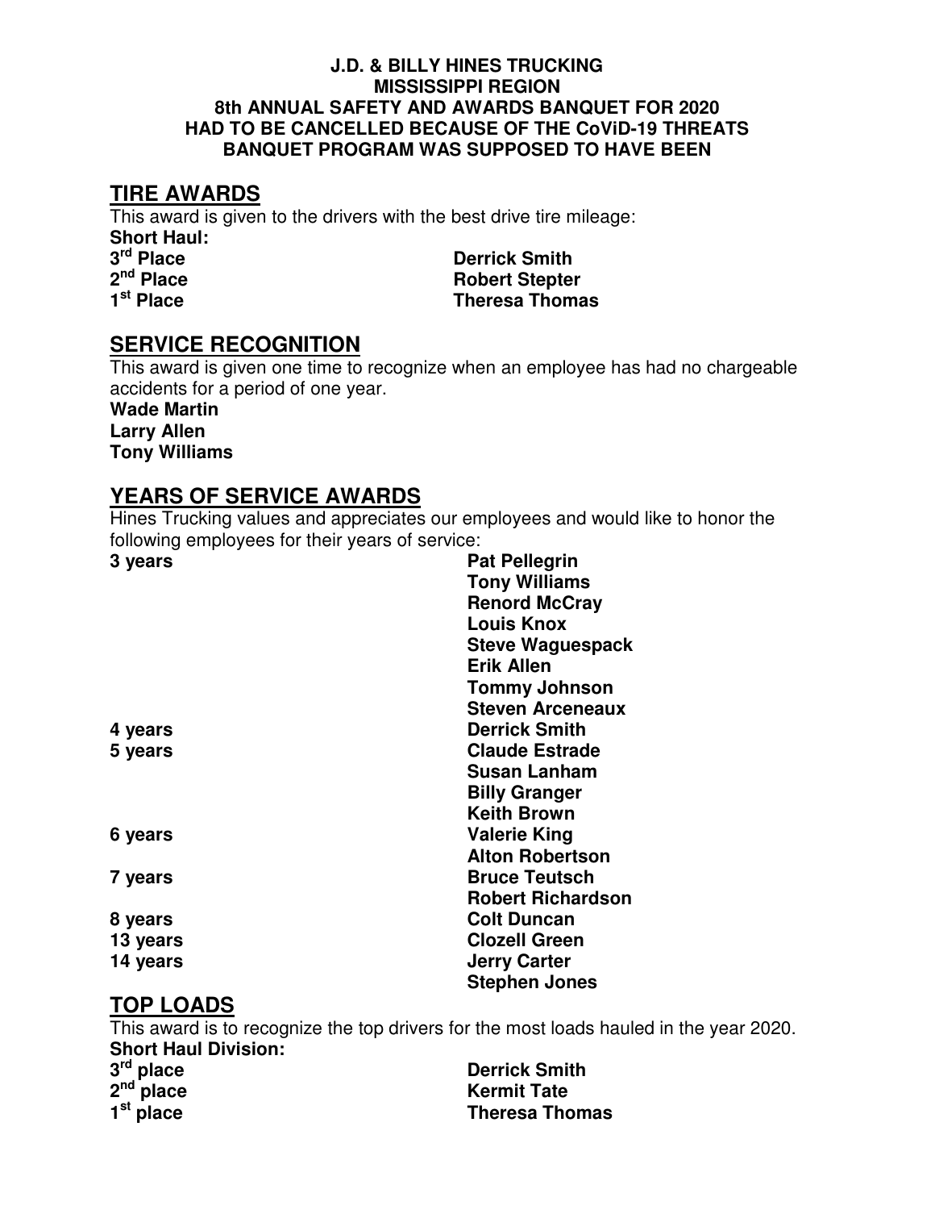**J.D. & BILLY HINES TRUCKING**
**MISSISSIPPI REGION**
**8th ANNUAL SAFETY AND AWARDS BANQUET FOR 2020**
**HAD TO BE CANCELLED BECAUSE OF THE CoViD-19 THREATS**
**BANQUET PROGRAM WAS SUPPOSED TO HAVE BEEN**

## TIRE AWARDS

This award is given to the drivers with the best drive tire mileage:

**Short Haul:**

| | |
|---|---|
| **3rd Place** | **Derrick Smith** |
| **2nd Place** | **Robert Stepter** |
| **1st Place** | **Theresa Thomas** |

## SERVICE RECOGNITION

This award is given one time to recognize when an employee has had no chargeable accidents for a period of one year.

**Wade Martin**
**Larry Allen**
**Tony Williams**

## YEARS OF SERVICE AWARDS

Hines Trucking values and appreciates our employees and would like to honor the following employees for their years of service:

| | |
|---|---|
| **3 years** | **Pat Pellegrin** |
| | **Tony Williams** |
| | **Renord McCray** |
| | **Louis Knox** |
| | **Steve Waguespack** |
| | **Erik Allen** |
| | **Tommy Johnson** |
| | **Steven Arceneaux** |
| **4 years** | **Derrick Smith** |
| **5 years** | **Claude Estrade** |
| | **Susan Lanham** |
| | **Billy Granger** |
| | **Keith Brown** |
| **6 years** | **Valerie King** |
| | **Alton Robertson** |
| **7 years** | **Bruce Teutsch** |
| | **Robert Richardson** |
| **8 years** | **Colt Duncan** |
| **13 years** | **Clozell Green** |
| **14 years** | **Jerry Carter** |
| | **Stephen Jones** |

## TOP LOADS

This award is to recognize the top drivers for the most loads hauled in the year 2020.

**Short Haul Division:**

| | |
|---|---|
| **3rd place** | **Derrick Smith** |
| **2nd place** | **Kermit Tate** |
| **1st place** | **Theresa Thomas** |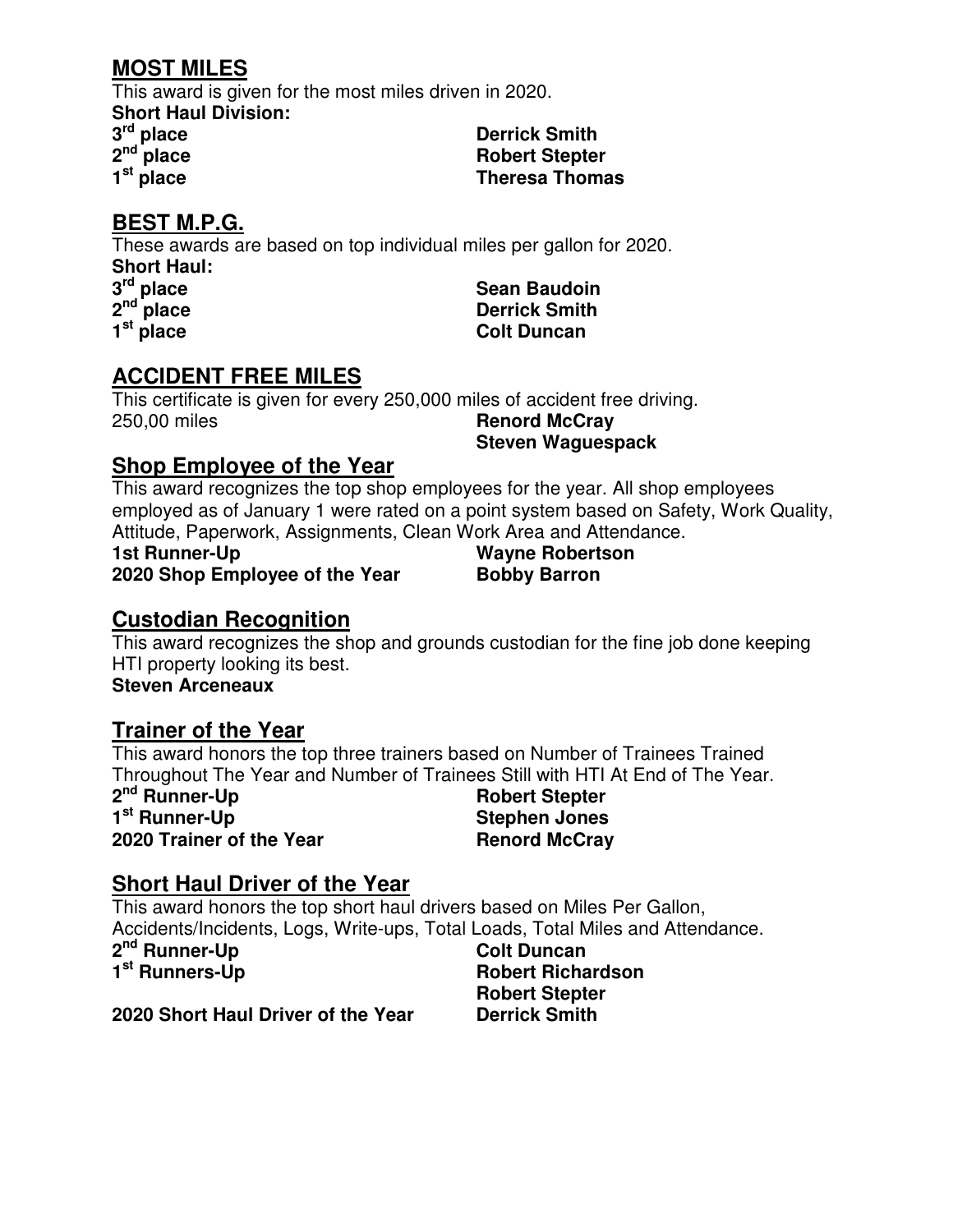## MOST MILES

This award is given for the most miles driven in 2020.

**Short Haul Division:**

| | |
|---|---|
| **3rd place** | **Derrick Smith** |
| **2nd place** | **Robert Stepter** |
| **1st place** | **Theresa Thomas** |

## BEST M.P.G.

These awards are based on top individual miles per gallon for 2020.

**Short Haul:**

| | |
|---|---|
| **3rd place** | **Sean Baudoin** |
| **2nd place** | **Derrick Smith** |
| **1st place** | **Colt Duncan** |

## ACCIDENT FREE MILES

This certificate is given for every 250,000 miles of accident free driving.

| | |
|---|---|
| 250,00 miles | **Renord McCray** |
| | **Steven Waguespack** |

## Shop Employee of the Year

This award recognizes the top shop employees for the year. All shop employees employed as of January 1 were rated on a point system based on Safety, Work Quality, Attitude, Paperwork, Assignments, Clean Work Area and Attendance.

| | |
|---|---|
| **1st Runner-Up** | **Wayne Robertson** |
| **2020 Shop Employee of the Year** | **Bobby Barron** |

## Custodian Recognition

This award recognizes the shop and grounds custodian for the fine job done keeping HTI property looking its best.

**Steven Arceneaux**

## Trainer of the Year

This award honors the top three trainers based on Number of Trainees Trained Throughout The Year and Number of Trainees Still with HTI At End of The Year.

| | |
|---|---|
| **2nd Runner-Up** | **Robert Stepter** |
| **1st Runner-Up** | **Stephen Jones** |
| **2020 Trainer of the Year** | **Renord McCray** |

## Short Haul Driver of the Year

This award honors the top short haul drivers based on Miles Per Gallon, Accidents/Incidents, Logs, Write-ups, Total Loads, Total Miles and Attendance.

| | |
|---|---|
| **2nd Runner-Up** | **Colt Duncan** |
| **1st Runners-Up** | **Robert Richardson** |
| | **Robert Stepter** |
| **2020 Short Haul Driver of the Year** | **Derrick Smith** |